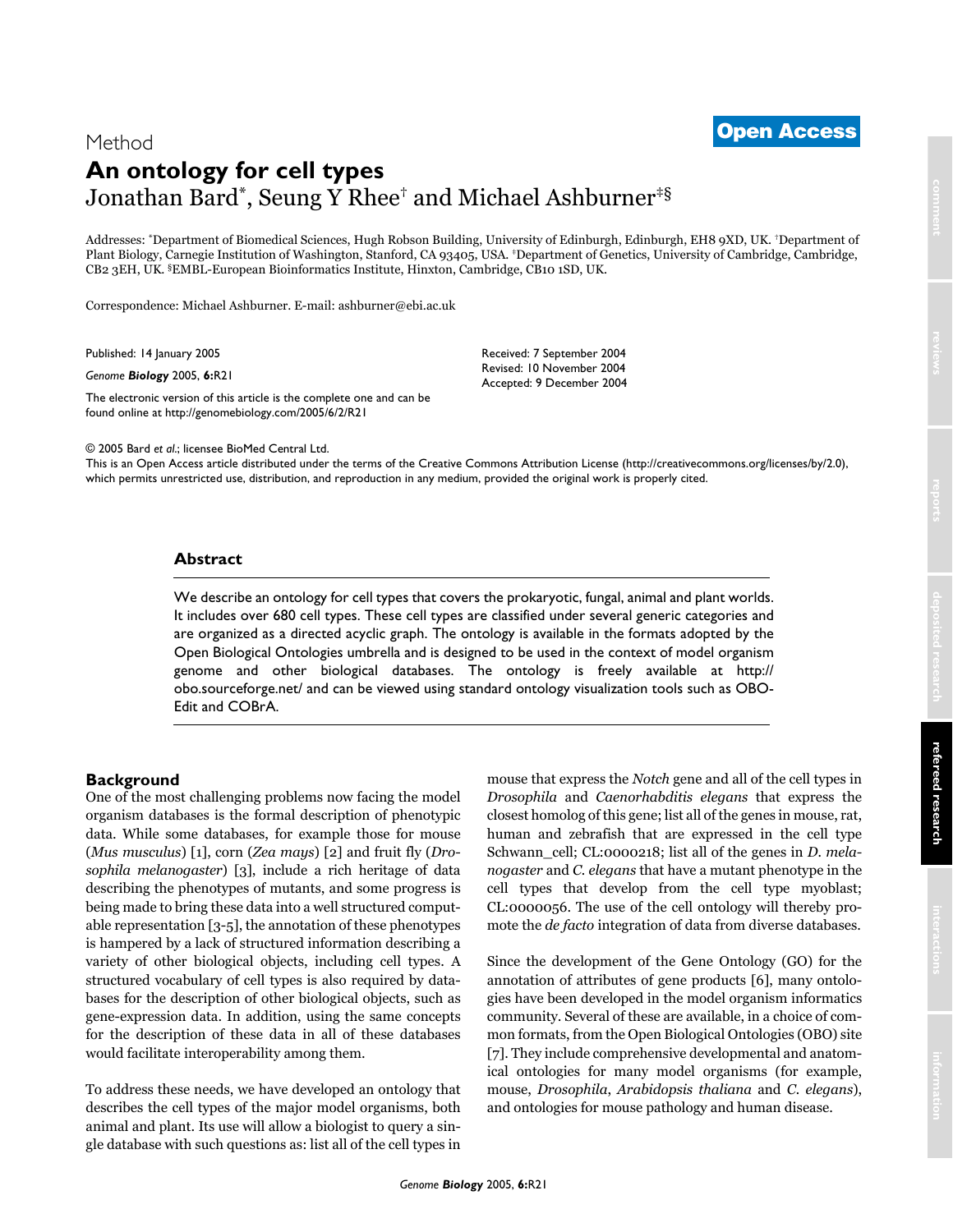Method

# An ontology for cell types

Jonathan Bard[*], Seung Y Rhee[†] and Michael Ashburner[‡§]

Addresses: [*]Department of Biomedical Sciences, Hugh Robson Building, University of Edinburgh, Edinburgh, EH8 9XD, UK. [†]Department of Plant Biology, Carnegie Institution of Washington, Stanford, CA 93405, USA. [‡]Department of Genetics, University of Cambridge, Cambridge, CB2 3EH, UK. [§]EMBL-European Bioinformatics Institute, Hinxton, Cambridge, CB10 1SD, UK.

Correspondence: Michael Ashburner. E-mail: ashburner@ebi.ac.uk

Published: 14 January 2005

*Genome **Biology*** 2005, **6:**R21

The electronic version of this article is the complete one and can be found online at http://genomebiology.com/2005/6/2/R21

Received: 7 September 2004
Revised: 10 November 2004
Accepted: 9 December 2004

© 2005 Bard *et al.*; licensee BioMed Central Ltd.
This is an Open Access article distributed under the terms of the Creative Commons Attribution License (http://creativecommons.org/licenses/by/2.0), which permits unrestricted use, distribution, and reproduction in any medium, provided the original work is properly cited.

## Abstract

We describe an ontology for cell types that covers the prokaryotic, fungal, animal and plant worlds. It includes over 680 cell types. These cell types are classified under several generic categories and are organized as a directed acyclic graph. The ontology is available in the formats adopted by the Open Biological Ontologies umbrella and is designed to be used in the context of model organism genome and other biological databases. The ontology is freely available at http://obo.sourceforge.net/ and can be viewed using standard ontology visualization tools such as OBO-Edit and COBrA.

## Background

One of the most challenging problems now facing the model organism databases is the formal description of phenotypic data. While some databases, for example those for mouse (*Mus musculus*) [1], corn (*Zea mays*) [2] and fruit fly (*Drosophila melanogaster*) [3], include a rich heritage of data describing the phenotypes of mutants, and some progress is being made to bring these data into a well structured computable representation [3-5], the annotation of these phenotypes is hampered by a lack of structured information describing a variety of other biological objects, including cell types. A structured vocabulary of cell types is also required by databases for the description of other biological objects, such as gene-expression data. In addition, using the same concepts for the description of these data in all of these databases would facilitate interoperability among them.

To address these needs, we have developed an ontology that describes the cell types of the major model organisms, both animal and plant. Its use will allow a biologist to query a single database with such questions as: list all of the cell types in mouse that express the *Notch* gene and all of the cell types in *Drosophila* and *Caenorhabditis elegans* that express the closest homolog of this gene; list all of the genes in mouse, rat, human and zebrafish that are expressed in the cell type Schwann_cell; CL:0000218; list all of the genes in *D. melanogaster* and *C. elegans* that have a mutant phenotype in the cell types that develop from the cell type myoblast; CL:0000056. The use of the cell ontology will thereby promote the *de facto* integration of data from diverse databases.

Since the development of the Gene Ontology (GO) for the annotation of attributes of gene products [6], many ontologies have been developed in the model organism informatics community. Several of these are available, in a choice of common formats, from the Open Biological Ontologies (OBO) site [7]. They include comprehensive developmental and anatomical ontologies for many model organisms (for example, mouse, *Drosophila*, *Arabidopsis thaliana* and *C. elegans*), and ontologies for mouse pathology and human disease.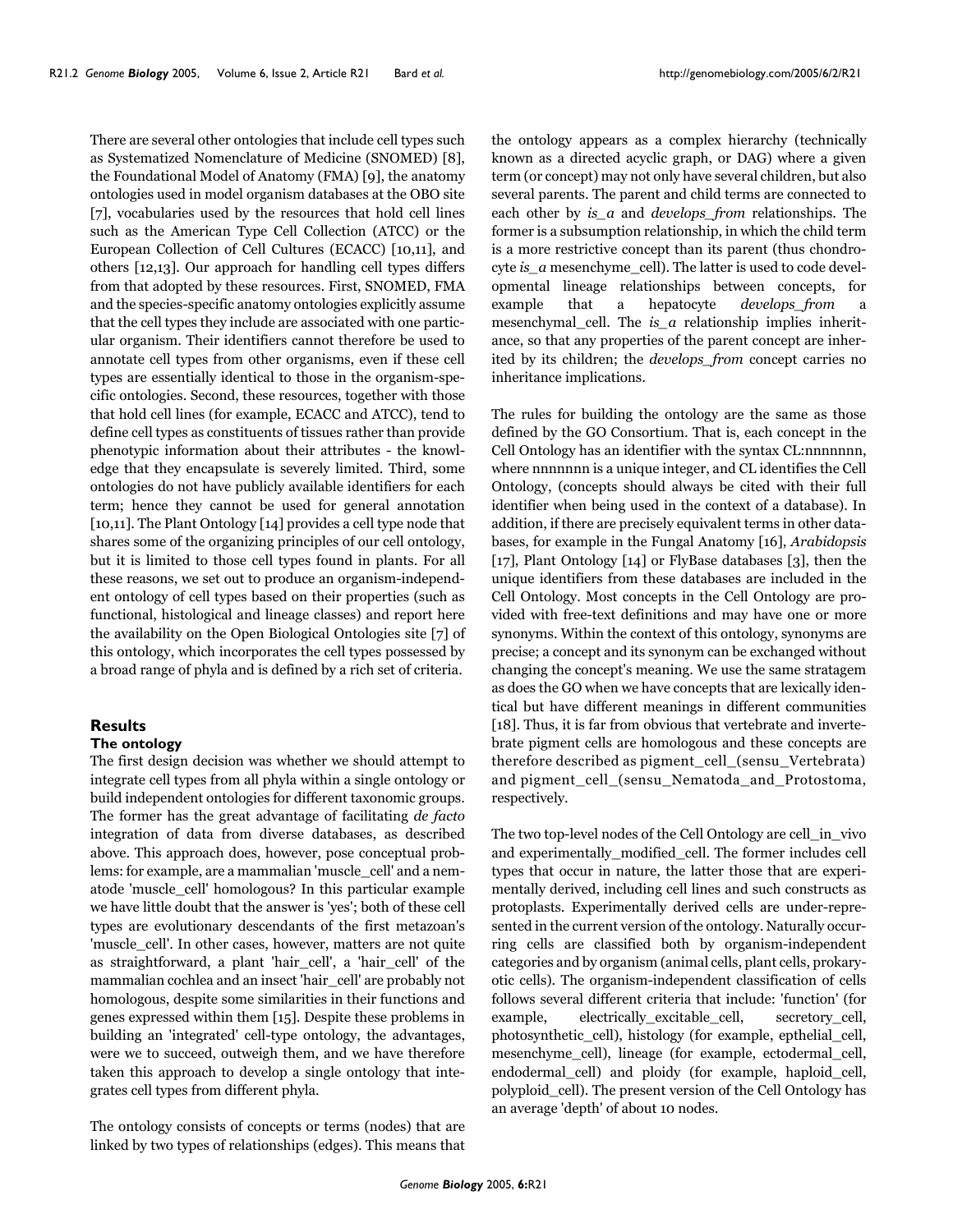There are several other ontologies that include cell types such as Systematized Nomenclature of Medicine (SNOMED) [8], the Foundational Model of Anatomy (FMA) [9], the anatomy ontologies used in model organism databases at the OBO site [7], vocabularies used by the resources that hold cell lines such as the American Type Cell Collection (ATCC) or the European Collection of Cell Cultures (ECACC) [10,11], and others [12,13]. Our approach for handling cell types differs from that adopted by these resources. First, SNOMED, FMA and the species-specific anatomy ontologies explicitly assume that the cell types they include are associated with one particular organism. Their identifiers cannot therefore be used to annotate cell types from other organisms, even if these cell types are essentially identical to those in the organism-specific ontologies. Second, these resources, together with those that hold cell lines (for example, ECACC and ATCC), tend to define cell types as constituents of tissues rather than provide phenotypic information about their attributes - the knowledge that they encapsulate is severely limited. Third, some ontologies do not have publicly available identifiers for each term; hence they cannot be used for general annotation [10,11]. The Plant Ontology [14] provides a cell type node that shares some of the organizing principles of our cell ontology, but it is limited to those cell types found in plants. For all these reasons, we set out to produce an organism-independent ontology of cell types based on their properties (such as functional, histological and lineage classes) and report here the availability on the Open Biological Ontologies site [7] of this ontology, which incorporates the cell types possessed by a broad range of phyla and is defined by a rich set of criteria.

## Results

### The ontology

The first design decision was whether we should attempt to integrate cell types from all phyla within a single ontology or build independent ontologies for different taxonomic groups. The former has the great advantage of facilitating *de facto* integration of data from diverse databases, as described above. This approach does, however, pose conceptual problems: for example, are a mammalian 'muscle_cell' and a nematode 'muscle_cell' homologous? In this particular example we have little doubt that the answer is 'yes'; both of these cell types are evolutionary descendants of the first metazoan's 'muscle_cell'. In other cases, however, matters are not quite as straightforward, a plant 'hair_cell', a 'hair_cell' of the mammalian cochlea and an insect 'hair_cell' are probably not homologous, despite some similarities in their functions and genes expressed within them [15]. Despite these problems in building an 'integrated' cell-type ontology, the advantages, were we to succeed, outweigh them, and we have therefore taken this approach to develop a single ontology that integrates cell types from different phyla.

The ontology consists of concepts or terms (nodes) that are linked by two types of relationships (edges). This means that the ontology appears as a complex hierarchy (technically known as a directed acyclic graph, or DAG) where a given term (or concept) may not only have several children, but also several parents. The parent and child terms are connected to each other by *is_a* and *develops_from* relationships. The former is a subsumption relationship, in which the child term is a more restrictive concept than its parent (thus chondrocyte *is_a* mesenchyme_cell). The latter is used to code developmental lineage relationships between concepts, for example that a hepatocyte *develops_from* a mesenchymal_cell. The *is_a* relationship implies inheritance, so that any properties of the parent concept are inherited by its children; the *develops_from* concept carries no inheritance implications.

The rules for building the ontology are the same as those defined by the GO Consortium. That is, each concept in the Cell Ontology has an identifier with the syntax CL:nnnnnnn, where nnnnnnn is a unique integer, and CL identifies the Cell Ontology, (concepts should always be cited with their full identifier when being used in the context of a database). In addition, if there are precisely equivalent terms in other databases, for example in the Fungal Anatomy [16], *Arabidopsis* [17], Plant Ontology [14] or FlyBase databases [3], then the unique identifiers from these databases are included in the Cell Ontology. Most concepts in the Cell Ontology are provided with free-text definitions and may have one or more synonyms. Within the context of this ontology, synonyms are precise; a concept and its synonym can be exchanged without changing the concept's meaning. We use the same stratagem as does the GO when we have concepts that are lexically identical but have different meanings in different communities [18]. Thus, it is far from obvious that vertebrate and invertebrate pigment cells are homologous and these concepts are therefore described as pigment_cell_(sensu_Vertebrata) and pigment_cell_(sensu_Nematoda_and_Protostoma, respectively.

The two top-level nodes of the Cell Ontology are cell_in_vivo and experimentally_modified_cell. The former includes cell types that occur in nature, the latter those that are experimentally derived, including cell lines and such constructs as protoplasts. Experimentally derived cells are under-represented in the current version of the ontology. Naturally occurring cells are classified both by organism-independent categories and by organism (animal cells, plant cells, prokaryotic cells). The organism-independent classification of cells follows several different criteria that include: 'function' (for example, electrically_excitable_cell, secretory_cell, photosynthetic_cell), histology (for example, epthelial_cell, mesenchyme_cell), lineage (for example, ectodermal_cell, endodermal_cell) and ploidy (for example, haploid_cell, polyploid_cell). The present version of the Cell Ontology has an average 'depth' of about 10 nodes.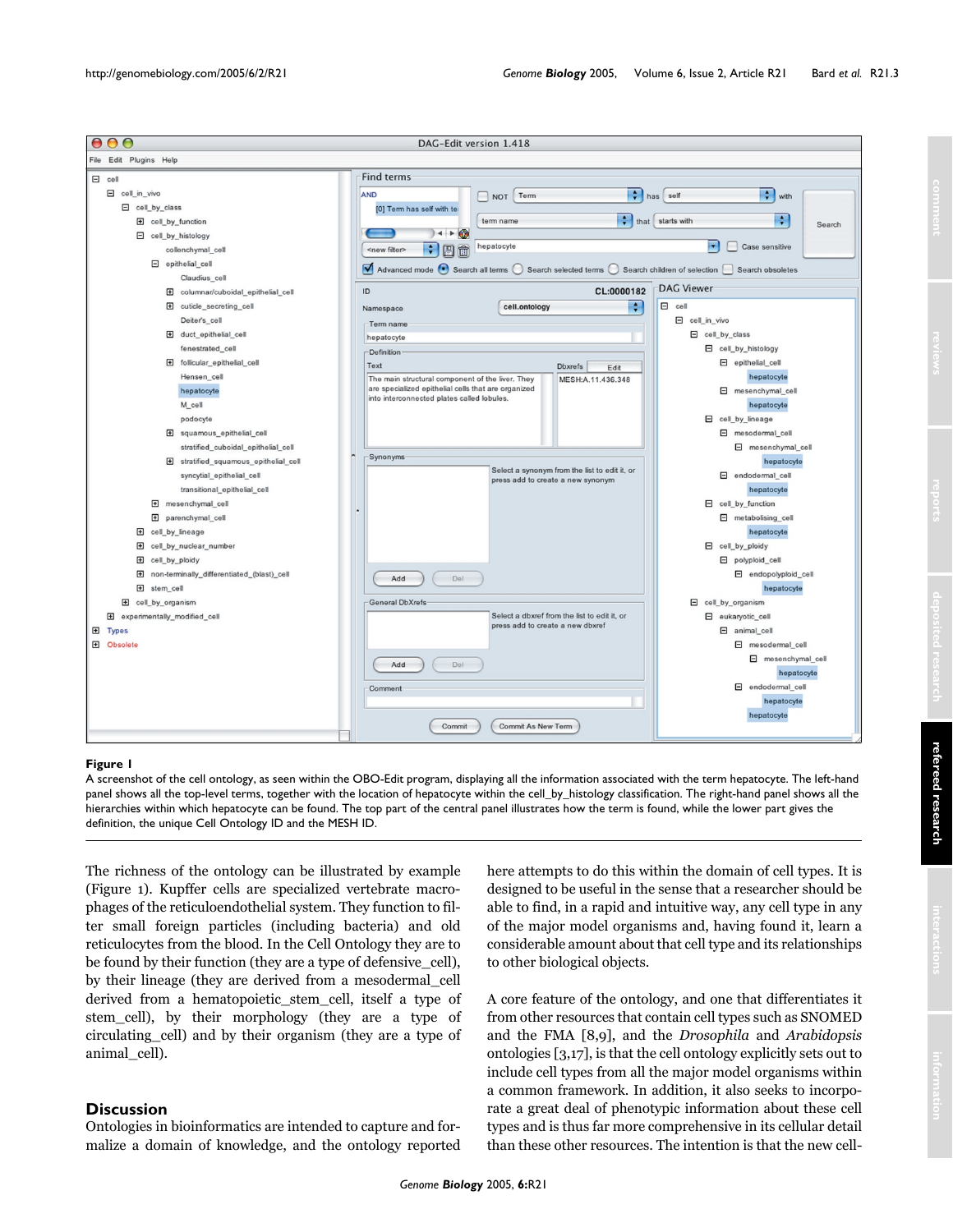Figure 1

A screenshot of the cell ontology, as seen within the OBO-Edit program, displaying all the information associated with the term hepatocyte. The left-hand panel shows all the top-level terms, together with the location of hepatocyte within the cell_by_histology classification. The right-hand panel shows all the hierarchies within which hepatocyte can be found. The top part of the central panel illustrates how the term is found, while the lower part gives the definition, the unique Cell Ontology ID and the MESH ID.

The richness of the ontology can be illustrated by example (Figure 1). Kupffer cells are specialized vertebrate macrophages of the reticuloendothelial system. They function to filter small foreign particles (including bacteria) and old reticulocytes from the blood. In the Cell Ontology they are to be found by their function (they are a type of defensive_cell), by their lineage (they are derived from a mesodermal_cell derived from a hematopoietic_stem_cell, itself a type of stem_cell), by their morphology (they are a type of circulating_cell) and by their organism (they are a type of animal_cell).

## Discussion

Ontologies in bioinformatics are intended to capture and formalize a domain of knowledge, and the ontology reported here attempts to do this within the domain of cell types. It is designed to be useful in the sense that a researcher should be able to find, in a rapid and intuitive way, any cell type in any of the major model organisms and, having found it, learn a considerable amount about that cell type and its relationships to other biological objects.

A core feature of the ontology, and one that differentiates it from other resources that contain cell types such as SNOMED and the FMA [8,9], and the *Drosophila* and *Arabidopsis* ontologies [3,17], is that the cell ontology explicitly sets out to include cell types from all the major model organisms within a common framework. In addition, it also seeks to incorporate a great deal of phenotypic information about these cell types and is thus far more comprehensive in its cellular detail than these other resources. The intention is that the new cell-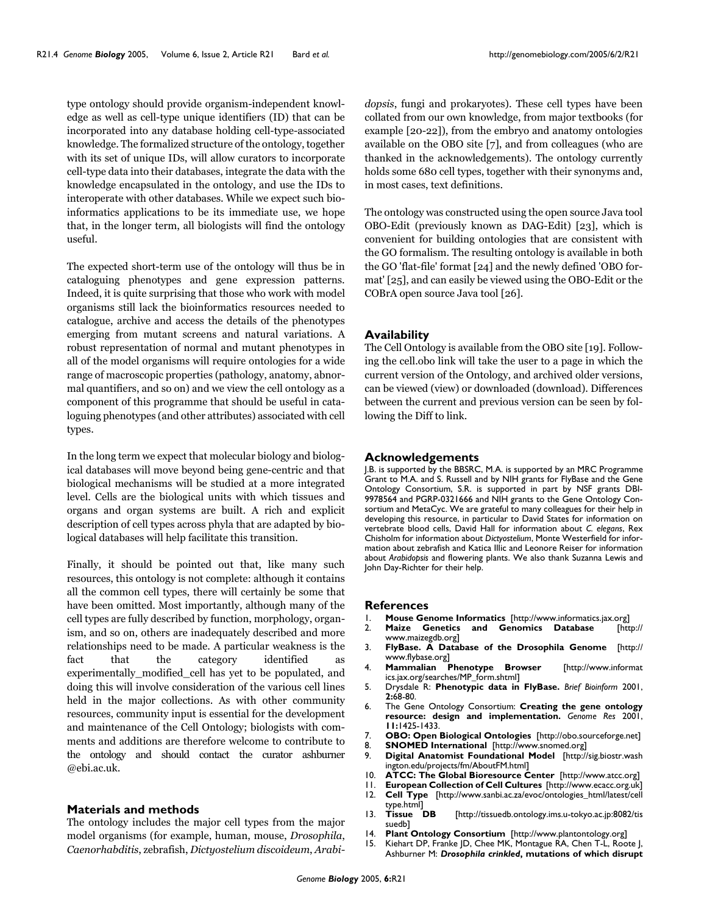type ontology should provide organism-independent knowledge as well as cell-type unique identifiers (ID) that can be incorporated into any database holding cell-type-associated knowledge. The formalized structure of the ontology, together with its set of unique IDs, will allow curators to incorporate cell-type data into their databases, integrate the data with the knowledge encapsulated in the ontology, and use the IDs to interoperate with other databases. While we expect such bioinformatics applications to be its immediate use, we hope that, in the longer term, all biologists will find the ontology useful.

The expected short-term use of the ontology will thus be in cataloguing phenotypes and gene expression patterns. Indeed, it is quite surprising that those who work with model organisms still lack the bioinformatics resources needed to catalogue, archive and access the details of the phenotypes emerging from mutant screens and natural variations. A robust representation of normal and mutant phenotypes in all of the model organisms will require ontologies for a wide range of macroscopic properties (pathology, anatomy, abnormal quantifiers, and so on) and we view the cell ontology as a component of this programme that should be useful in cataloguing phenotypes (and other attributes) associated with cell types.

In the long term we expect that molecular biology and biological databases will move beyond being gene-centric and that biological mechanisms will be studied at a more integrated level. Cells are the biological units with which tissues and organs and organ systems are built. A rich and explicit description of cell types across phyla that are adapted by biological databases will help facilitate this transition.

Finally, it should be pointed out that, like many such resources, this ontology is not complete: although it contains all the common cell types, there will certainly be some that have been omitted. Most importantly, although many of the cell types are fully described by function, morphology, organism, and so on, others are inadequately described and more relationships need to be made. A particular weakness is the fact that the category identified as experimentally_modified_cell has yet to be populated, and doing this will involve consideration of the various cell lines held in the major collections. As with other community resources, community input is essential for the development and maintenance of the Cell Ontology; biologists with comments and additions are therefore welcome to contribute to the ontology and should contact the curator ashburner @ebi.ac.uk.

## Materials and methods

The ontology includes the major cell types from the major model organisms (for example, human, mouse, *Drosophila*, *Caenorhabditis*, zebrafish, *Dictyostelium discoideum*, *Arabidopsis*, fungi and prokaryotes). These cell types have been collated from our own knowledge, from major textbooks (for example [20-22]), from the embryo and anatomy ontologies available on the OBO site [7], and from colleagues (who are thanked in the acknowledgements). The ontology currently holds some 680 cell types, together with their synonyms and, in most cases, text definitions.

The ontology was constructed using the open source Java tool OBO-Edit (previously known as DAG-Edit) [23], which is convenient for building ontologies that are consistent with the GO formalism. The resulting ontology is available in both the GO 'flat-file' format [24] and the newly defined 'OBO format' [25], and can easily be viewed using the OBO-Edit or the COBrA open source Java tool [26].

## Availability

The Cell Ontology is available from the OBO site [19]. Following the cell.obo link will take the user to a page in which the current version of the Ontology, and archived older versions, can be viewed (view) or downloaded (download). Differences between the current and previous version can be seen by following the Diff to link.

## Acknowledgements

J.B. is supported by the BBSRC, M.A. is supported by an MRC Programme Grant to M.A. and S. Russell and by NIH grants for FlyBase and the Gene Ontology Consortium, S.R. is supported in part by NSF grants DBI-9978564 and PGRP-0321666 and NIH grants to the Gene Ontology Consortium and MetaCyc. We are grateful to many colleagues for their help in developing this resource, in particular to David States for information on vertebrate blood cells, David Hall for information about *C. elegans*, Rex Chisholm for information about *Dictyostelium*, Monte Westerfield for information about zebrafish and Katica Illic and Leonore Reiser for information about *Arabidopsis* and flowering plants. We also thank Suzanna Lewis and John Day-Richter for their help.

## References

1. **Mouse Genome Informatics** [http://www.informatics.jax.org]
2. **Maize Genetics and Genomics Database** [http://www.maizegdb.org]
3. **FlyBase. A Database of the Drosophila Genome** [http://www.flybase.org]
4. **Mammalian Phenotype Browser** [http://www.informatics.jax.org/searches/MP_form.shtml]
5. Drysdale R: **Phenotypic data in FlyBase.** *Brief Bioinform* 2001, **2:**68-80.
6. The Gene Ontology Consortium: **Creating the gene ontology resource: design and implementation.** *Genome Res* 2001, **11:**1425-1433.
7. **OBO: Open Biological Ontologies** [http://obo.sourceforge.net]
8. **SNOMED International** [http://www.snomed.org]
9. **Digital Anatomist Foundational Model** [http://sig.biostr.washington.edu/projects/fm/AboutFM.html]
10. **ATCC: The Global Bioresource Center** [http://www.atcc.org]
11. **European Collection of Cell Cultures** [http://www.ecacc.org.uk]
12. **Cell Type** [http://www.sanbi.ac.za/evoc/ontologies_html/latest/celltype.html]
13. **Tissue DB** [http://tissuedb.ontology.ims.u-tokyo.ac.jp:8082/tissuedb]
14. **Plant Ontology Consortium** [http://www.plantontology.org]
15. Kiehart DP, Franke JD, Chee MK, Montague RA, Chen T-L, Roote J, Ashburner M: ***Drosophila crinkled*, mutations of which disrupt**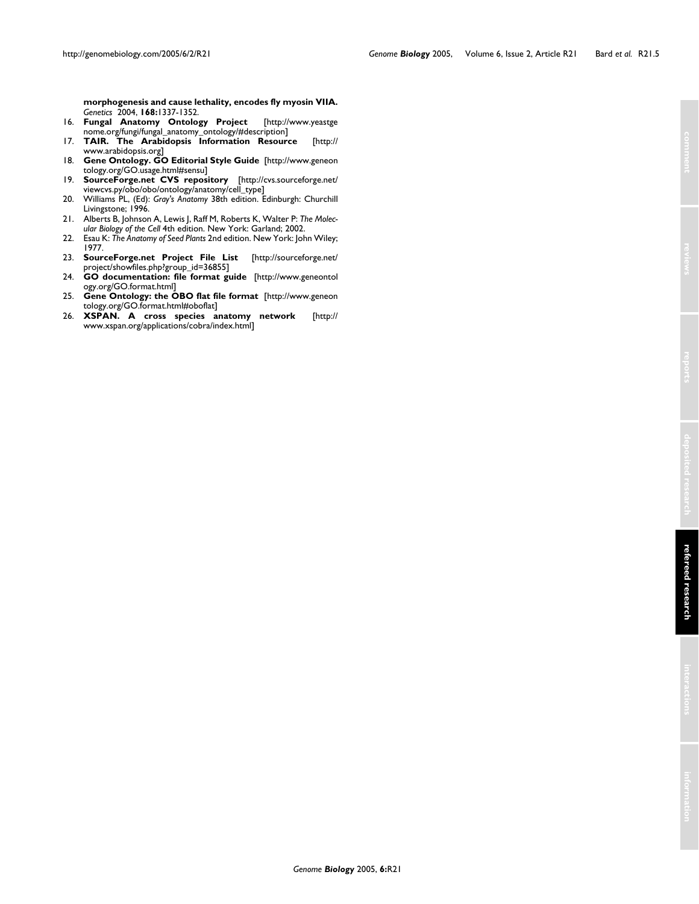**morphogenesis and cause lethality, encodes fly myosin VIIA.** *Genetics* 2004, **168:**1337-1352.

16. **Fungal Anatomy Ontology Project** [http://www.yeastgenome.org/fungi/fungal_anatomy_ontology/#description]
17. **TAIR. The Arabidopsis Information Resource** [http://www.arabidopsis.org]
18. **Gene Ontology. GO Editorial Style Guide** [http://www.geneontology.org/GO.usage.html#sensu]
19. **SourceForge.net CVS repository** [http://cvs.sourceforge.net/viewcvs.py/obo/obo/ontology/anatomy/cell_type]
20. Williams PL, (Ed): *Gray's Anatomy* 38th edition. Edinburgh: Churchill Livingstone; 1996.
21. Alberts B, Johnson A, Lewis J, Raff M, Roberts K, Walter P: *The Molecular Biology of the Cell* 4th edition. New York: Garland; 2002.
22. Esau K: *The Anatomy of Seed Plants* 2nd edition. New York: John Wiley; 1977.
23. **SourceForge.net Project File List** [http://sourceforge.net/project/showfiles.php?group_id=36855]
24. **GO documentation: file format guide** [http://www.geneontology.org/GO.format.html]
25. **Gene Ontology: the OBO flat file format** [http://www.geneontology.org/GO.format.html#oboflat]
26. **XSPAN. A cross species anatomy network** [http://www.xspan.org/applications/cobra/index.html]